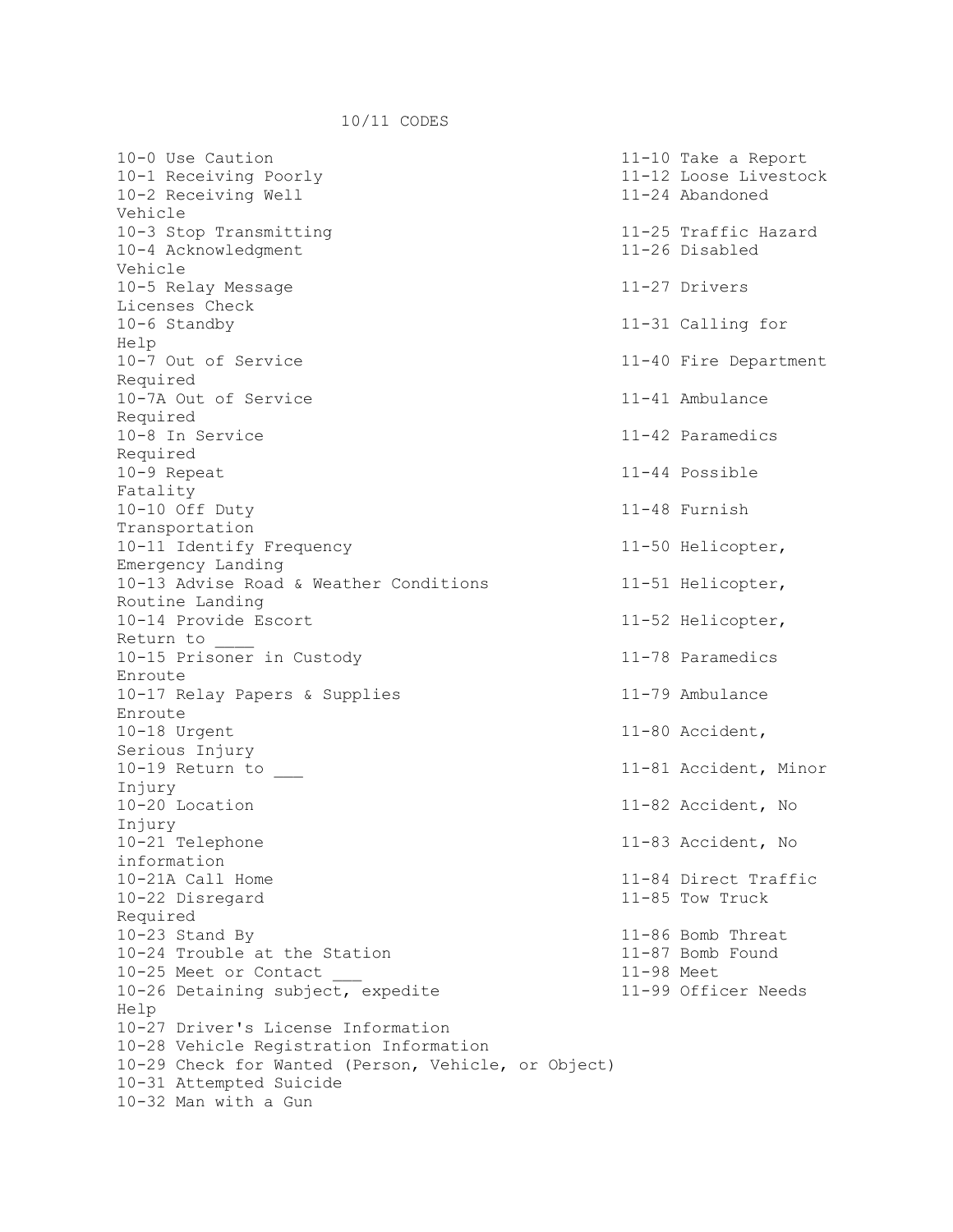# 10/11 CODES

10-0 Use Caution
10-1 Receiving Poorly
10-2 Receiving Well
10-3 Stop Transmitting
10-4 Acknowledgment
10-5 Relay Message
10-6 Standby
10-7 Out of Service
10-7A Out of Service
10-8 In Service
10-9 Repeat
10-10 Off Duty
10-11 Identify Frequency
10-13 Advise Road & Weather Conditions
10-14 Provide Escort
10-15 Prisoner in Custody
10-17 Relay Papers & Supplies
10-18 Urgent
10-19 Return to ___
10-20 Location
10-21 Telephone
10-21A Call Home
10-22 Disregard
10-23 Stand By
10-24 Trouble at the Station
10-25 Meet or Contact ___
10-26 Detaining subject, expedite
10-27 Driver's License Information
10-28 Vehicle Registration Information
10-29 Check for Wanted (Person, Vehicle, or Object)
10-31 Attempted Suicide
10-32 Man with a Gun

11-10 Take a Report
11-12 Loose Livestock
11-24 Abandoned Vehicle
11-25 Traffic Hazard
11-26 Disabled Vehicle
11-27 Drivers Licenses Check
11-31 Calling for Help
11-40 Fire Department Required
11-41 Ambulance Required
11-42 Paramedics Required
11-44 Possible Fatality
11-48 Furnish Transportation
11-50 Helicopter, Emergency Landing
11-51 Helicopter, Routine Landing
11-52 Helicopter, Return to ____
11-78 Paramedics Enroute
11-79 Ambulance Enroute
11-80 Accident, Serious Injury
11-81 Accident, Minor Injury
11-82 Accident, No Injury
11-83 Accident, No information
11-84 Direct Traffic
11-85 Tow Truck Required
11-86 Bomb Threat
11-87 Bomb Found
11-98 Meet
11-99 Officer Needs Help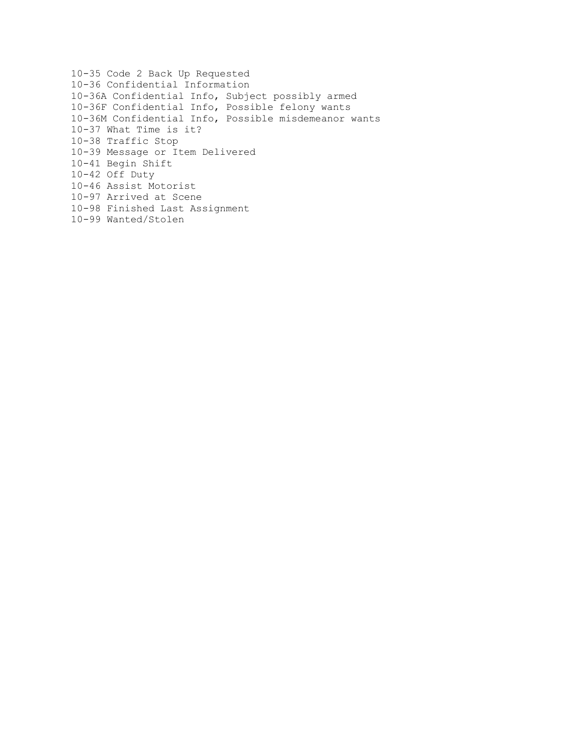10-35 Code 2 Back Up Requested
10-36 Confidential Information
10-36A Confidential Info, Subject possibly armed
10-36F Confidential Info, Possible felony wants
10-36M Confidential Info, Possible misdemeanor wants
10-37 What Time is it?
10-38 Traffic Stop
10-39 Message or Item Delivered
10-41 Begin Shift
10-42 Off Duty
10-46 Assist Motorist
10-97 Arrived at Scene
10-98 Finished Last Assignment
10-99 Wanted/Stolen